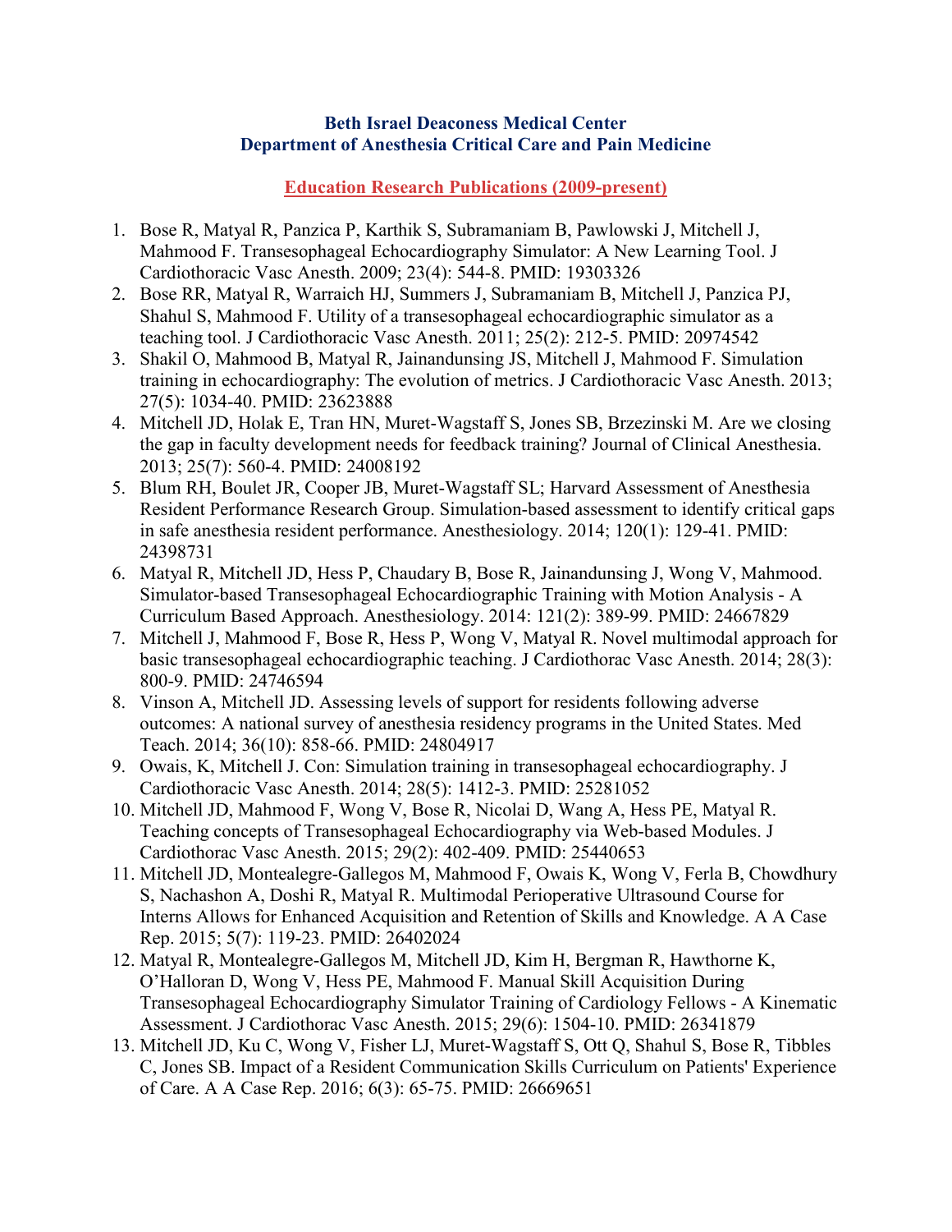**Beth Israel Deaconess Medical Center**
**Department of Anesthesia Critical Care and Pain Medicine**

**Education Research Publications (2009-present)**

1. Bose R, Matyal R, Panzica P, Karthik S, Subramaniam B, Pawlowski J, Mitchell J, Mahmood F. Transesophageal Echocardiography Simulator: A New Learning Tool. J Cardiothoracic Vasc Anesth. 2009; 23(4): 544-8. PMID: 19303326
2. Bose RR, Matyal R, Warraich HJ, Summers J, Subramaniam B, Mitchell J, Panzica PJ, Shahul S, Mahmood F. Utility of a transesophageal echocardiographic simulator as a teaching tool. J Cardiothoracic Vasc Anesth. 2011; 25(2): 212-5. PMID: 20974542
3. Shakil O, Mahmood B, Matyal R, Jainandunsing JS, Mitchell J, Mahmood F. Simulation training in echocardiography: The evolution of metrics. J Cardiothoracic Vasc Anesth. 2013; 27(5): 1034-40. PMID: 23623888
4. Mitchell JD, Holak E, Tran HN, Muret-Wagstaff S, Jones SB, Brzezinski M. Are we closing the gap in faculty development needs for feedback training? Journal of Clinical Anesthesia. 2013; 25(7): 560-4. PMID: 24008192
5. Blum RH, Boulet JR, Cooper JB, Muret-Wagstaff SL; Harvard Assessment of Anesthesia Resident Performance Research Group. Simulation-based assessment to identify critical gaps in safe anesthesia resident performance. Anesthesiology. 2014; 120(1): 129-41. PMID: 24398731
6. Matyal R, Mitchell JD, Hess P, Chaudary B, Bose R, Jainandunsing J, Wong V, Mahmood. Simulator-based Transesophageal Echocardiographic Training with Motion Analysis - A Curriculum Based Approach. Anesthesiology. 2014: 121(2): 389-99. PMID: 24667829
7. Mitchell J, Mahmood F, Bose R, Hess P, Wong V, Matyal R. Novel multimodal approach for basic transesophageal echocardiographic teaching. J Cardiothorac Vasc Anesth. 2014; 28(3): 800-9. PMID: 24746594
8. Vinson A, Mitchell JD. Assessing levels of support for residents following adverse outcomes: A national survey of anesthesia residency programs in the United States. Med Teach. 2014; 36(10): 858-66. PMID: 24804917
9. Owais, K, Mitchell J. Con: Simulation training in transesophageal echocardiography. J Cardiothoracic Vasc Anesth. 2014; 28(5): 1412-3. PMID: 25281052
10. Mitchell JD, Mahmood F, Wong V, Bose R, Nicolai D, Wang A, Hess PE, Matyal R. Teaching concepts of Transesophageal Echocardiography via Web-based Modules. J Cardiothorac Vasc Anesth. 2015; 29(2): 402-409. PMID: 25440653
11. Mitchell JD, Montealegre-Gallegos M, Mahmood F, Owais K, Wong V, Ferla B, Chowdhury S, Nachashon A, Doshi R, Matyal R. Multimodal Perioperative Ultrasound Course for Interns Allows for Enhanced Acquisition and Retention of Skills and Knowledge. A A Case Rep. 2015; 5(7): 119-23. PMID: 26402024
12. Matyal R, Montealegre-Gallegos M, Mitchell JD, Kim H, Bergman R, Hawthorne K, O'Halloran D, Wong V, Hess PE, Mahmood F. Manual Skill Acquisition During Transesophageal Echocardiography Simulator Training of Cardiology Fellows - A Kinematic Assessment. J Cardiothorac Vasc Anesth. 2015; 29(6): 1504-10. PMID: 26341879
13. Mitchell JD, Ku C, Wong V, Fisher LJ, Muret-Wagstaff S, Ott Q, Shahul S, Bose R, Tibbles C, Jones SB. Impact of a Resident Communication Skills Curriculum on Patients' Experience of Care. A A Case Rep. 2016; 6(3): 65-75. PMID: 26669651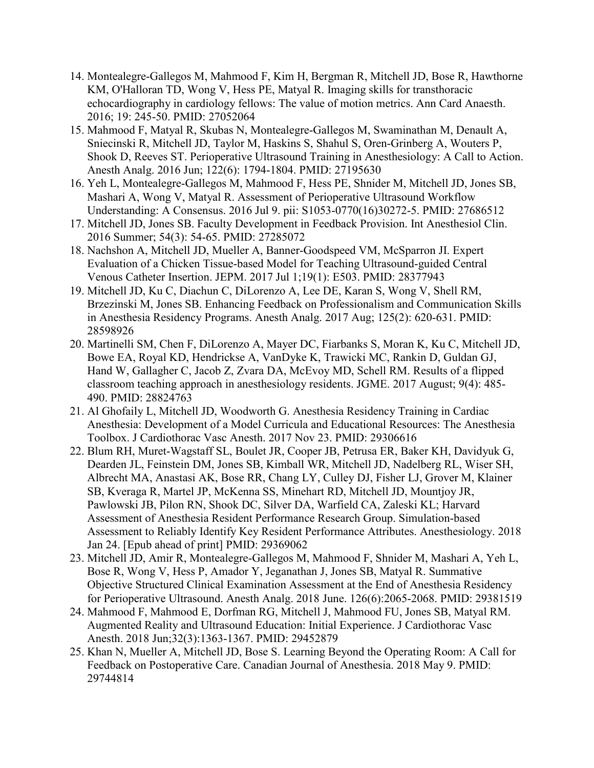14. Montealegre-Gallegos M, Mahmood F, Kim H, Bergman R, Mitchell JD, Bose R, Hawthorne KM, O'Halloran TD, Wong V, Hess PE, Matyal R. Imaging skills for transthoracic echocardiography in cardiology fellows: The value of motion metrics. Ann Card Anaesth. 2016; 19: 245-50. PMID: 27052064
15. Mahmood F, Matyal R, Skubas N, Montealegre-Gallegos M, Swaminathan M, Denault A, Sniecinski R, Mitchell JD, Taylor M, Haskins S, Shahul S, Oren-Grinberg A, Wouters P, Shook D, Reeves ST. Perioperative Ultrasound Training in Anesthesiology: A Call to Action. Anesth Analg. 2016 Jun; 122(6): 1794-1804. PMID: 27195630
16. Yeh L, Montealegre-Gallegos M, Mahmood F, Hess PE, Shnider M, Mitchell JD, Jones SB, Mashari A, Wong V, Matyal R. Assessment of Perioperative Ultrasound Workflow Understanding: A Consensus. 2016 Jul 9. pii: S1053-0770(16)30272-5. PMID: 27686512
17. Mitchell JD, Jones SB. Faculty Development in Feedback Provision. Int Anesthesiol Clin. 2016 Summer; 54(3): 54-65. PMID: 27285072
18. Nachshon A, Mitchell JD, Mueller A, Banner-Goodspeed VM, McSparron JI. Expert Evaluation of a Chicken Tissue-based Model for Teaching Ultrasound-guided Central Venous Catheter Insertion. JEPM. 2017 Jul 1;19(1): E503. PMID: 28377943
19. Mitchell JD, Ku C, Diachun C, DiLorenzo A, Lee DE, Karan S, Wong V, Shell RM, Brzezinski M, Jones SB. Enhancing Feedback on Professionalism and Communication Skills in Anesthesia Residency Programs. Anesth Analg. 2017 Aug; 125(2): 620-631. PMID: 28598926
20. Martinelli SM, Chen F, DiLorenzo A, Mayer DC, Fiarbanks S, Moran K, Ku C, Mitchell JD, Bowe EA, Royal KD, Hendrickse A, VanDyke K, Trawicki MC, Rankin D, Guldan GJ, Hand W, Gallagher C, Jacob Z, Zvara DA, McEvoy MD, Schell RM. Results of a flipped classroom teaching approach in anesthesiology residents. JGME. 2017 August; 9(4): 485-490. PMID: 28824763
21. Al Ghofaily L, Mitchell JD, Woodworth G. Anesthesia Residency Training in Cardiac Anesthesia: Development of a Model Curricula and Educational Resources: The Anesthesia Toolbox. J Cardiothorac Vasc Anesth. 2017 Nov 23. PMID: 29306616
22. Blum RH, Muret-Wagstaff SL, Boulet JR, Cooper JB, Petrusa ER, Baker KH, Davidyuk G, Dearden JL, Feinstein DM, Jones SB, Kimball WR, Mitchell JD, Nadelberg RL, Wiser SH, Albrecht MA, Anastasi AK, Bose RR, Chang LY, Culley DJ, Fisher LJ, Grover M, Klainer SB, Kveraga R, Martel JP, McKenna SS, Minehart RD, Mitchell JD, Mountjoy JR, Pawlowski JB, Pilon RN, Shook DC, Silver DA, Warfield CA, Zaleski KL; Harvard Assessment of Anesthesia Resident Performance Research Group. Simulation-based Assessment to Reliably Identify Key Resident Performance Attributes. Anesthesiology. 2018 Jan 24. [Epub ahead of print] PMID: 29369062
23. Mitchell JD, Amir R, Montealegre-Gallegos M, Mahmood F, Shnider M, Mashari A, Yeh L, Bose R, Wong V, Hess P, Amador Y, Jeganathan J, Jones SB, Matyal R. Summative Objective Structured Clinical Examination Assessment at the End of Anesthesia Residency for Perioperative Ultrasound. Anesth Analg. 2018 June. 126(6):2065-2068. PMID: 29381519
24. Mahmood F, Mahmood E, Dorfman RG, Mitchell J, Mahmood FU, Jones SB, Matyal RM. Augmented Reality and Ultrasound Education: Initial Experience. J Cardiothorac Vasc Anesth. 2018 Jun;32(3):1363-1367. PMID: 29452879
25. Khan N, Mueller A, Mitchell JD, Bose S. Learning Beyond the Operating Room: A Call for Feedback on Postoperative Care. Canadian Journal of Anesthesia. 2018 May 9. PMID: 29744814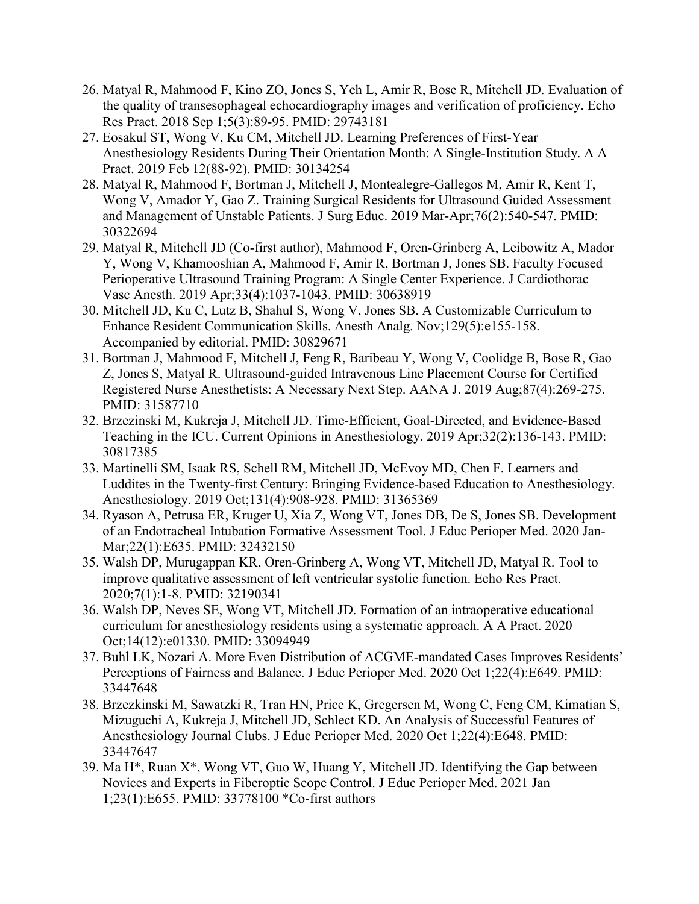26. Matyal R, Mahmood F, Kino ZO, Jones S, Yeh L, Amir R, Bose R, Mitchell JD. Evaluation of the quality of transesophageal echocardiography images and verification of proficiency. Echo Res Pract. 2018 Sep 1;5(3):89-95. PMID: 29743181
27. Eosakul ST, Wong V, Ku CM, Mitchell JD. Learning Preferences of First-Year Anesthesiology Residents During Their Orientation Month: A Single-Institution Study. A A Pract. 2019 Feb 12(88-92). PMID: 30134254
28. Matyal R, Mahmood F, Bortman J, Mitchell J, Montealegre-Gallegos M, Amir R, Kent T, Wong V, Amador Y, Gao Z. Training Surgical Residents for Ultrasound Guided Assessment and Management of Unstable Patients. J Surg Educ. 2019 Mar-Apr;76(2):540-547. PMID: 30322694
29. Matyal R, Mitchell JD (Co-first author), Mahmood F, Oren-Grinberg A, Leibowitz A, Mador Y, Wong V, Khamooshian A, Mahmood F, Amir R, Bortman J, Jones SB. Faculty Focused Perioperative Ultrasound Training Program: A Single Center Experience. J Cardiothorac Vasc Anesth. 2019 Apr;33(4):1037-1043. PMID: 30638919
30. Mitchell JD, Ku C, Lutz B, Shahul S, Wong V, Jones SB. A Customizable Curriculum to Enhance Resident Communication Skills. Anesth Analg. Nov;129(5):e155-158. Accompanied by editorial. PMID: 30829671
31. Bortman J, Mahmood F, Mitchell J, Feng R, Baribeau Y, Wong V, Coolidge B, Bose R, Gao Z, Jones S, Matyal R. Ultrasound-guided Intravenous Line Placement Course for Certified Registered Nurse Anesthetists: A Necessary Next Step. AANA J. 2019 Aug;87(4):269-275. PMID: 31587710
32. Brzezinski M, Kukreja J, Mitchell JD. Time-Efficient, Goal-Directed, and Evidence-Based Teaching in the ICU. Current Opinions in Anesthesiology. 2019 Apr;32(2):136-143. PMID: 30817385
33. Martinelli SM, Isaak RS, Schell RM, Mitchell JD, McEvoy MD, Chen F. Learners and Luddites in the Twenty-first Century: Bringing Evidence-based Education to Anesthesiology. Anesthesiology. 2019 Oct;131(4):908-928. PMID: 31365369
34. Ryason A, Petrusa ER, Kruger U, Xia Z, Wong VT, Jones DB, De S, Jones SB. Development of an Endotracheal Intubation Formative Assessment Tool. J Educ Perioper Med. 2020 Jan-Mar;22(1):E635. PMID: 32432150
35. Walsh DP, Murugappan KR, Oren-Grinberg A, Wong VT, Mitchell JD, Matyal R. Tool to improve qualitative assessment of left ventricular systolic function. Echo Res Pract. 2020;7(1):1-8. PMID: 32190341
36. Walsh DP, Neves SE, Wong VT, Mitchell JD. Formation of an intraoperative educational curriculum for anesthesiology residents using a systematic approach. A A Pract. 2020 Oct;14(12):e01330. PMID: 33094949
37. Buhl LK, Nozari A. More Even Distribution of ACGME-mandated Cases Improves Residents' Perceptions of Fairness and Balance. J Educ Perioper Med. 2020 Oct 1;22(4):E649. PMID: 33447648
38. Brzezkinski M, Sawatzki R, Tran HN, Price K, Gregersen M, Wong C, Feng CM, Kimatian S, Mizuguchi A, Kukreja J, Mitchell JD, Schlect KD. An Analysis of Successful Features of Anesthesiology Journal Clubs. J Educ Perioper Med. 2020 Oct 1;22(4):E648. PMID: 33447647
39. Ma H*, Ruan X*, Wong VT, Guo W, Huang Y, Mitchell JD. Identifying the Gap between Novices and Experts in Fiberoptic Scope Control. J Educ Perioper Med. 2021 Jan 1;23(1):E655. PMID: 33778100 *Co-first authors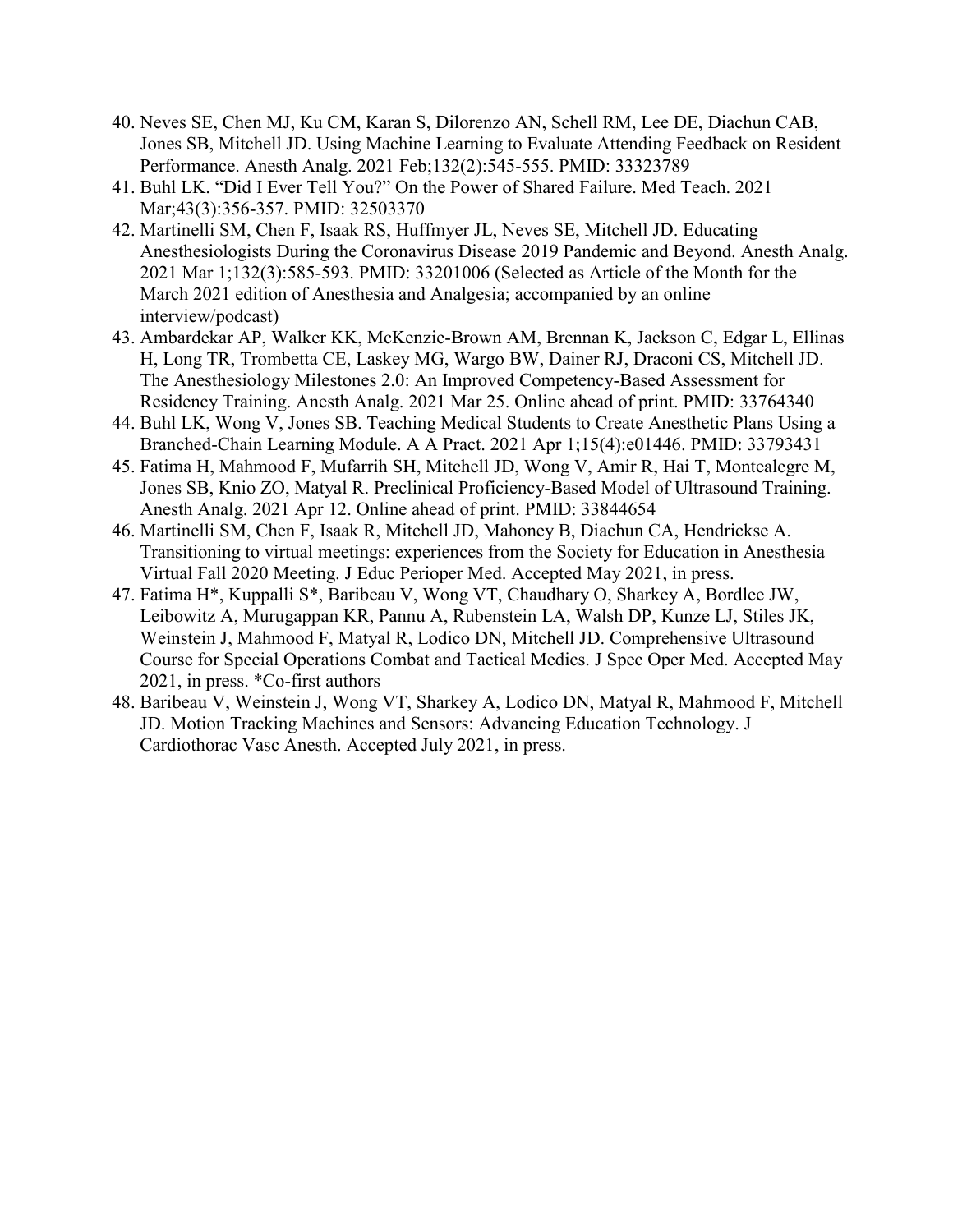40. Neves SE, Chen MJ, Ku CM, Karan S, Dilorenzo AN, Schell RM, Lee DE, Diachun CAB, Jones SB, Mitchell JD. Using Machine Learning to Evaluate Attending Feedback on Resident Performance. Anesth Analg. 2021 Feb;132(2):545-555. PMID: 33323789
41. Buhl LK. "Did I Ever Tell You?" On the Power of Shared Failure. Med Teach. 2021 Mar;43(3):356-357. PMID: 32503370
42. Martinelli SM, Chen F, Isaak RS, Huffmyer JL, Neves SE, Mitchell JD. Educating Anesthesiologists During the Coronavirus Disease 2019 Pandemic and Beyond. Anesth Analg. 2021 Mar 1;132(3):585-593. PMID: 33201006 (Selected as Article of the Month for the March 2021 edition of Anesthesia and Analgesia; accompanied by an online interview/podcast)
43. Ambardekar AP, Walker KK, McKenzie-Brown AM, Brennan K, Jackson C, Edgar L, Ellinas H, Long TR, Trombetta CE, Laskey MG, Wargo BW, Dainer RJ, Draconi CS, Mitchell JD. The Anesthesiology Milestones 2.0: An Improved Competency-Based Assessment for Residency Training. Anesth Analg. 2021 Mar 25. Online ahead of print. PMID: 33764340
44. Buhl LK, Wong V, Jones SB. Teaching Medical Students to Create Anesthetic Plans Using a Branched-Chain Learning Module. A A Pract. 2021 Apr 1;15(4):e01446. PMID: 33793431
45. Fatima H, Mahmood F, Mufarrih SH, Mitchell JD, Wong V, Amir R, Hai T, Montealegre M, Jones SB, Knio ZO, Matyal R. Preclinical Proficiency-Based Model of Ultrasound Training. Anesth Analg. 2021 Apr 12. Online ahead of print. PMID: 33844654
46. Martinelli SM, Chen F, Isaak R, Mitchell JD, Mahoney B, Diachun CA, Hendrickse A. Transitioning to virtual meetings: experiences from the Society for Education in Anesthesia Virtual Fall 2020 Meeting. J Educ Perioper Med. Accepted May 2021, in press.
47. Fatima H*, Kuppalli S*, Baribeau V, Wong VT, Chaudhary O, Sharkey A, Bordlee JW, Leibowitz A, Murugappan KR, Pannu A, Rubenstein LA, Walsh DP, Kunze LJ, Stiles JK, Weinstein J, Mahmood F, Matyal R, Lodico DN, Mitchell JD. Comprehensive Ultrasound Course for Special Operations Combat and Tactical Medics. J Spec Oper Med. Accepted May 2021, in press. *Co-first authors
48. Baribeau V, Weinstein J, Wong VT, Sharkey A, Lodico DN, Matyal R, Mahmood F, Mitchell JD. Motion Tracking Machines and Sensors: Advancing Education Technology. J Cardiothorac Vasc Anesth. Accepted July 2021, in press.